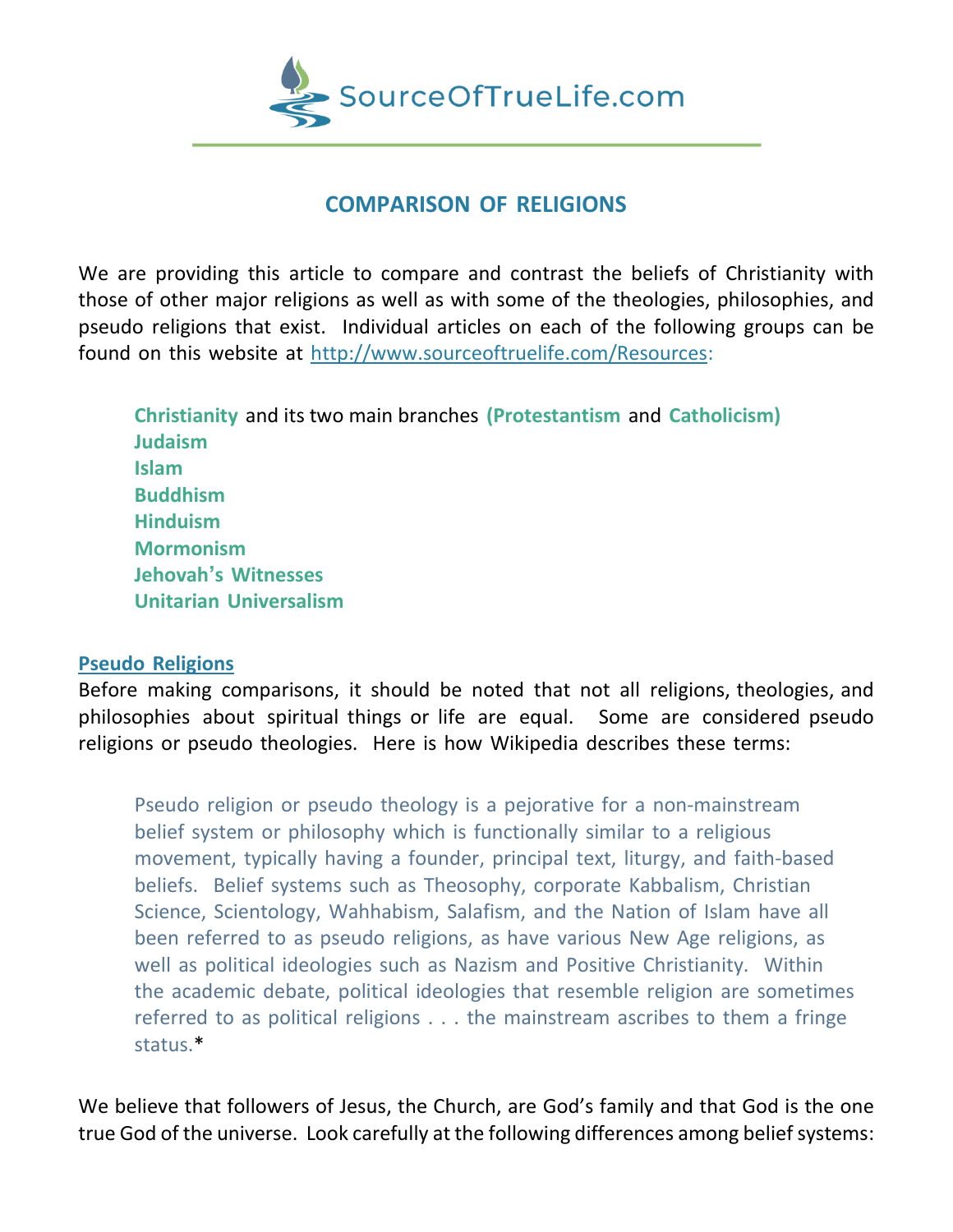SourceOfTrueLife.com

# COMPARISON OF RELIGIONS

We are providing this article to compare and contrast the beliefs of Christianity with those of other major religions as well as with some of the theologies, philosophies, and pseudo religions that exist. Individual articles on each of the following groups can be found on this website at http://www.sourceoftruelife.com/Resources:

**Christianity** and its two main branches **(Protestantism** and **Catholicism)**
**Judaism**
**Islam**
**Buddhism**
**Hinduism**
**Mormonism**
**Jehovah's Witnesses**
**Unitarian Universalism**

## Pseudo Religions

Before making comparisons, it should be noted that not all religions, theologies, and philosophies about spiritual things or life are equal. Some are considered pseudo religions or pseudo theologies. Here is how Wikipedia describes these terms:

> Pseudo religion or pseudo theology is a pejorative for a non-mainstream belief system or philosophy which is functionally similar to a religious movement, typically having a founder, principal text, liturgy, and faith-based beliefs. Belief systems such as Theosophy, corporate Kabbalism, Christian Science, Scientology, Wahhabism, Salafism, and the Nation of Islam have all been referred to as pseudo religions, as have various New Age religions, as well as political ideologies such as Nazism and Positive Christianity. Within the academic debate, political ideologies that resemble religion are sometimes referred to as political religions . . . the mainstream ascribes to them a fringe status.*

We believe that followers of Jesus, the Church, are God's family and that God is the one true God of the universe. Look carefully at the following differences among belief systems: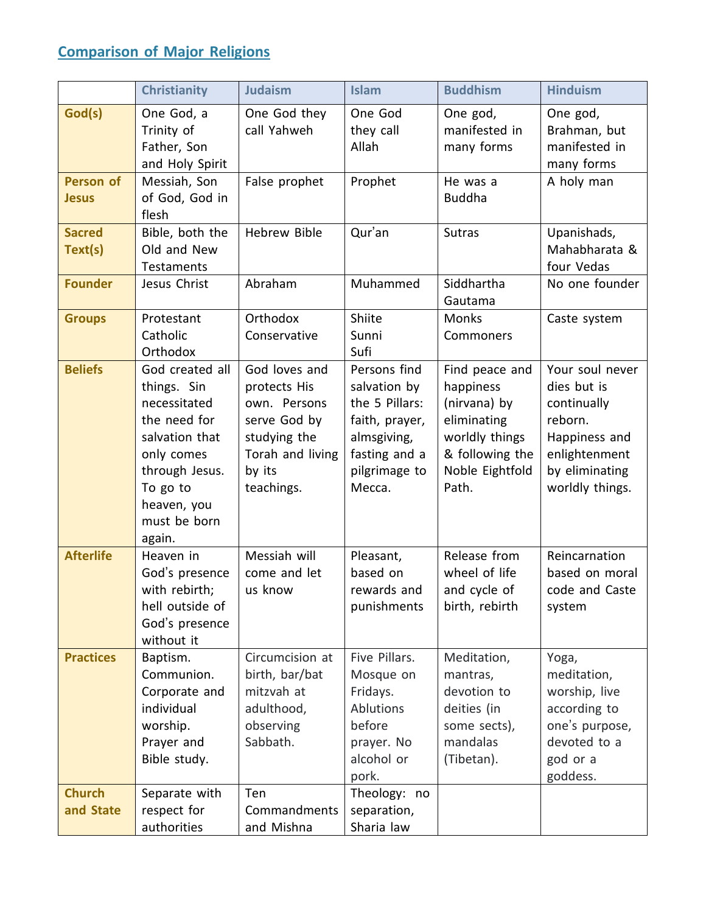## Comparison of Major Religions

| | Christianity | Judaism | Islam | Buddhism | Hinduism |
|---|---|---|---|---|---|
| **God(s)** | One God, a Trinity of Father, Son and Holy Spirit | One God they call Yahweh | One God they call Allah | One god, manifested in many forms | One god, Brahman, but manifested in many forms |
| **Person of Jesus** | Messiah, Son of God, God in flesh | False prophet | Prophet | He was a Buddha | A holy man |
| **Sacred Text(s)** | Bible, both the Old and New Testaments | Hebrew Bible | Qur'an | Sutras | Upanishads, Mahabharata & four Vedas |
| **Founder** | Jesus Christ | Abraham | Muhammed | Siddhartha Gautama | No one founder |
| **Groups** | Protestant<br>Catholic<br>Orthodox | Orthodox<br>Conservative | Shiite<br>Sunni<br>Sufi | Monks<br>Commoners | Caste system |
| **Beliefs** | God created all things. Sin necessitated the need for salvation that only comes through Jesus. To go to heaven, you must be born again. | God loves and protects His own. Persons serve God by studying the Torah and living by its teachings. | Persons find salvation by the 5 Pillars: faith, prayer, almsgiving, fasting and a pilgrimage to Mecca. | Find peace and happiness (nirvana) by eliminating worldly things & following the Noble Eightfold Path. | Your soul never dies but is continually reborn. Happiness and enlightenment by eliminating worldly things. |
| **Afterlife** | Heaven in God's presence with rebirth; hell outside of God's presence without it | Messiah will come and let us know | Pleasant, based on rewards and punishments | Release from wheel of life and cycle of birth, rebirth | Reincarnation based on moral code and Caste system |
| **Practices** | Baptism. Communion. Corporate and individual worship. Prayer and Bible study. | Circumcision at birth, bar/bat mitzvah at adulthood, observing Sabbath. | Five Pillars. Mosque on Fridays. Ablutions before prayer. No alcohol or pork. | Meditation, mantras, devotion to deities (in some sects), mandalas (Tibetan). | Yoga, meditation, worship, live according to one's purpose, devoted to a god or a goddess. |
| **Church and State** | Separate with respect for authorities | Ten Commandments and Mishna | Theology: no separation, Sharia law | | |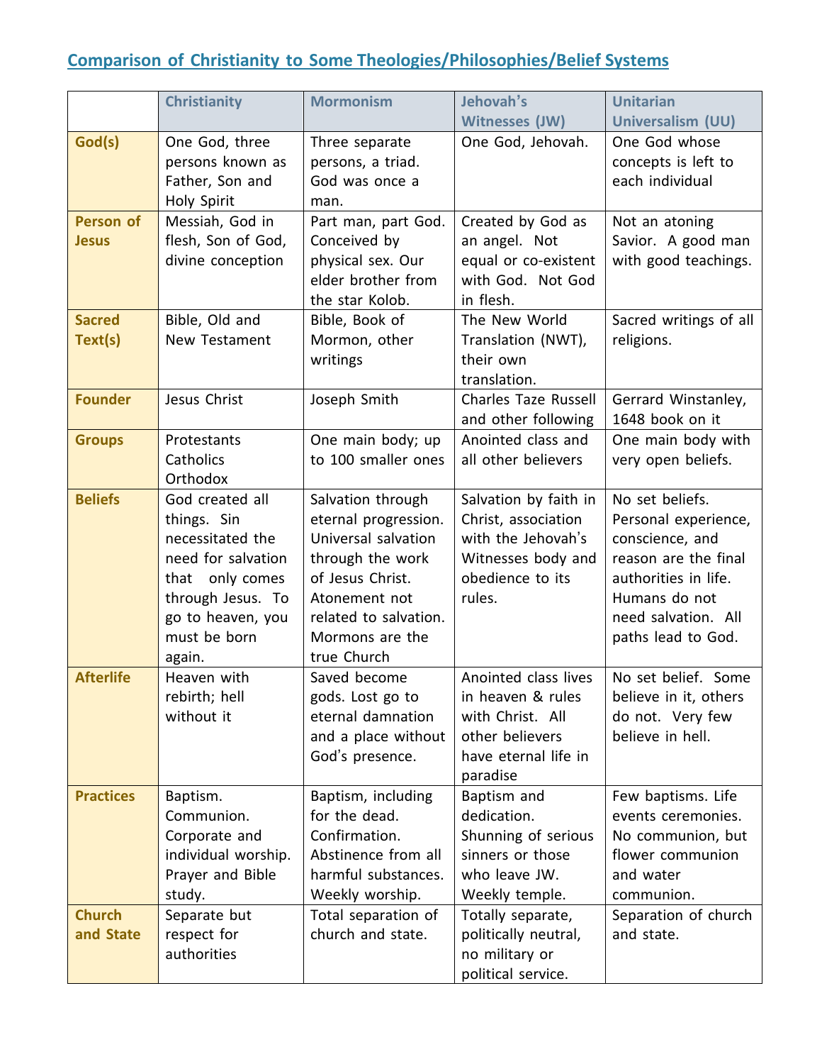## Comparison of Christianity to Some Theologies/Philosophies/Belief Systems

| | Christianity | Mormonism | Jehovah's Witnesses (JW) | Unitarian Universalism (UU) |
|---|---|---|---|---|
| **God(s)** | One God, three persons known as Father, Son and Holy Spirit | Three separate persons, a triad. God was once a man. | One God, Jehovah. | One God whose concepts is left to each individual |
| **Person of Jesus** | Messiah, God in flesh, Son of God, divine conception | Part man, part God. Conceived by physical sex. Our elder brother from the star Kolob. | Created by God as an angel. Not equal or co-existent with God. Not God in flesh. | Not an atoning Savior. A good man with good teachings. |
| **Sacred Text(s)** | Bible, Old and New Testament | Bible, Book of Mormon, other writings | The New World Translation (NWT), their own translation. | Sacred writings of all religions. |
| **Founder** | Jesus Christ | Joseph Smith | Charles Taze Russell and other following | Gerrard Winstanley, 1648 book on it |
| **Groups** | Protestants Catholics Orthodox | One main body; up to 100 smaller ones | Anointed class and all other believers | One main body with very open beliefs. |
| **Beliefs** | God created all things. Sin necessitated the need for salvation that only comes through Jesus. To go to heaven, you must be born again. | Salvation through eternal progression. Universal salvation through the work of Jesus Christ. Atonement not related to salvation. Mormons are the true Church | Salvation by faith in Christ, association with the Jehovah's Witnesses body and obedience to its rules. | No set beliefs. Personal experience, conscience, and reason are the final authorities in life. Humans do not need salvation. All paths lead to God. |
| **Afterlife** | Heaven with rebirth; hell without it | Saved become gods. Lost go to eternal damnation and a place without God's presence. | Anointed class lives in heaven & rules with Christ. All other believers have eternal life in paradise | No set belief. Some believe in it, others do not. Very few believe in hell. |
| **Practices** | Baptism. Communion. Corporate and individual worship. Prayer and Bible study. | Baptism, including for the dead. Confirmation. Abstinence from all harmful substances. Weekly worship. | Baptism and dedication. Shunning of serious sinners or those who leave JW. Weekly temple. | Few baptisms. Life events ceremonies. No communion, but flower communion and water communion. |
| **Church and State** | Separate but respect for authorities | Total separation of church and state. | Totally separate, politically neutral, no military or political service. | Separation of church and state. |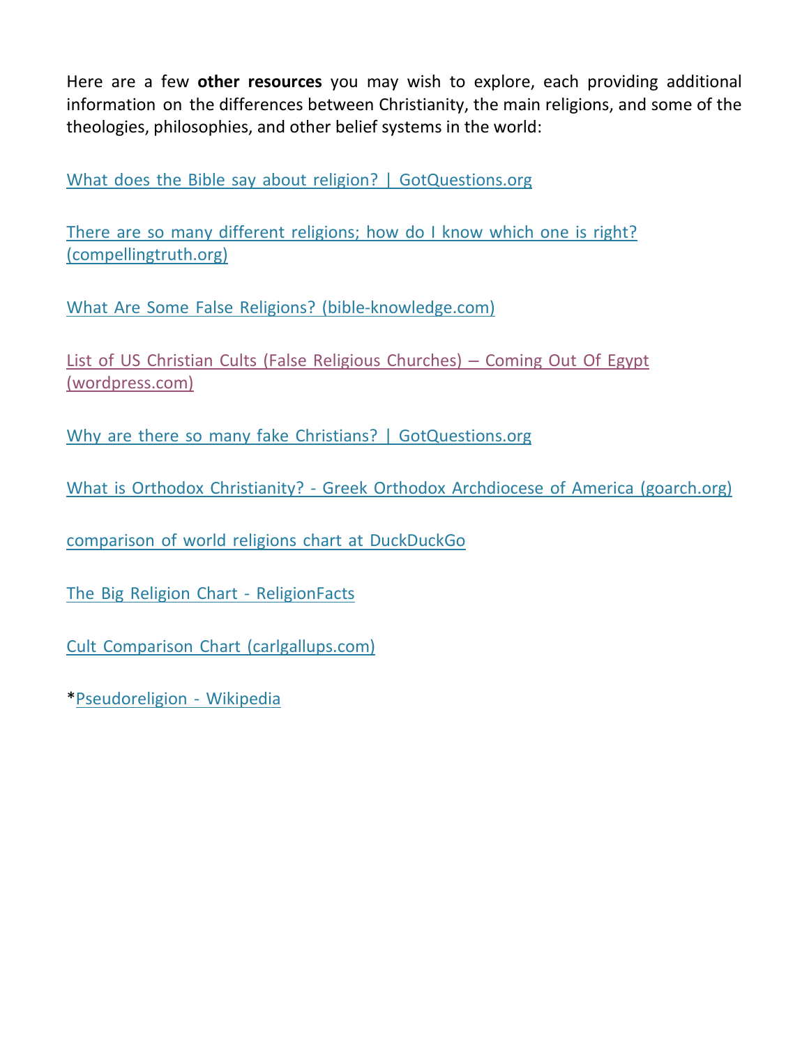Here are a few **other resources** you may wish to explore, each providing additional information on the differences between Christianity, the main religions, and some of the theologies, philosophies, and other belief systems in the world:

What does the Bible say about religion? | GotQuestions.org

There are so many different religions; how do I know which one is right? (compellingtruth.org)

What Are Some False Religions? (bible-knowledge.com)

List of US Christian Cults (False Religious Churches) – Coming Out Of Egypt (wordpress.com)

Why are there so many fake Christians? | GotQuestions.org

What is Orthodox Christianity? - Greek Orthodox Archdiocese of America (goarch.org)

comparison of world religions chart at DuckDuckGo

The Big Religion Chart - ReligionFacts

Cult Comparison Chart (carlgallups.com)

*Pseudoreligion - Wikipedia